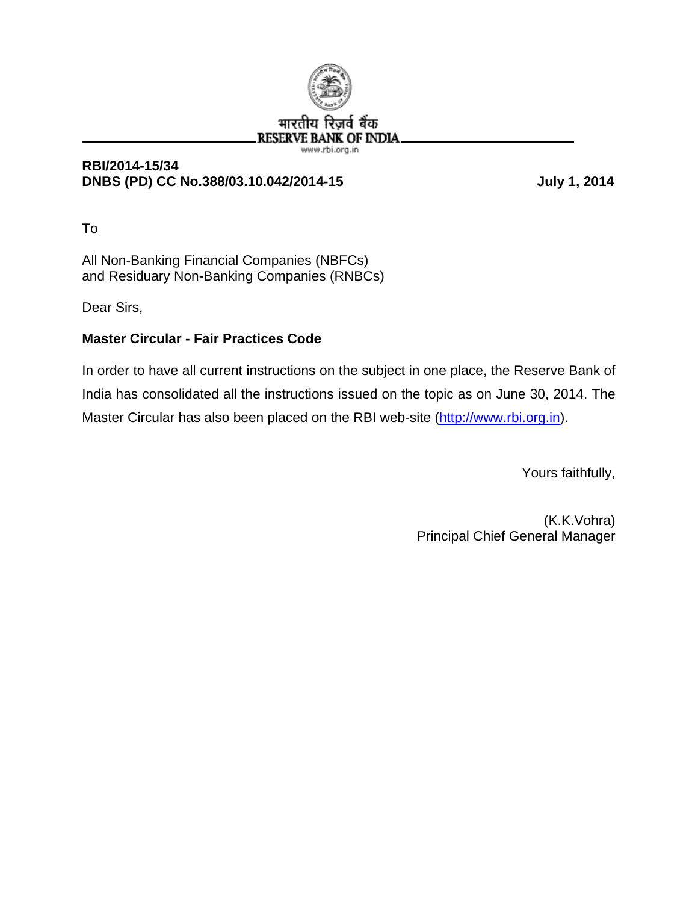भारतीय रिज़र्व बैंक
RESERVE BANK OF INDIA
www.rbi.org.in

**RBI/2014-15/34**
**DNBS (PD) CC No.388/03.10.042/2014-15** **July 1, 2014**

To

All Non-Banking Financial Companies (NBFCs)
and Residuary Non-Banking Companies (RNBCs)

Dear Sirs,

**Master Circular - Fair Practices Code**

In order to have all current instructions on the subject in one place, the Reserve Bank of India has consolidated all the instructions issued on the topic as on June 30, 2014. The Master Circular has also been placed on the RBI web-site (http://www.rbi.org.in).

Yours faithfully,

(K.K.Vohra)
Principal Chief General Manager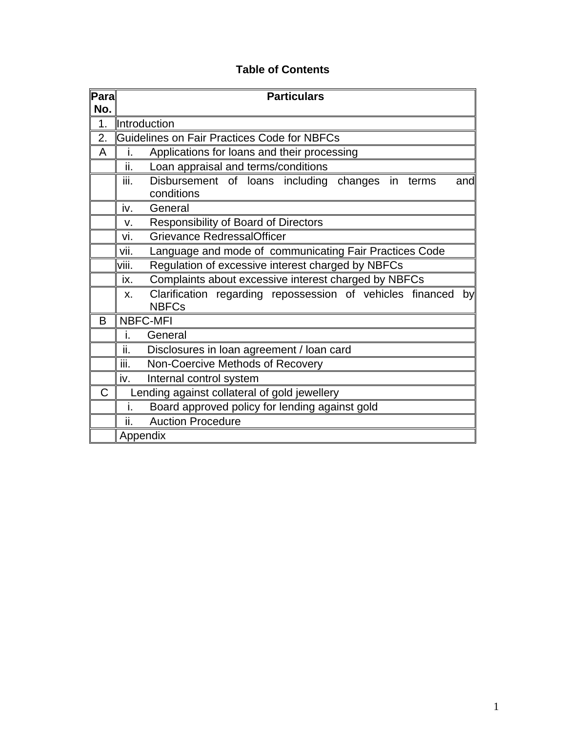**Table of Contents**

| Para No. | Particulars |
|---|---|
| 1. | Introduction |
| 2. | Guidelines on Fair Practices Code for NBFCs |
| A | i. Applications for loans and their processing |
| | ii. Loan appraisal and terms/conditions |
| | iii. Disbursement of loans including changes in terms and conditions |
| | iv. General |
| | v. Responsibility of Board of Directors |
| | vi. Grievance RedressalOfficer |
| | vii. Language and mode of communicating Fair Practices Code |
| | viii. Regulation of excessive interest charged by NBFCs |
| | ix. Complaints about excessive interest charged by NBFCs |
| | x. Clarification regarding repossession of vehicles financed by NBFCs |
| B | NBFC-MFI |
| | i. General |
| | ii. Disclosures in loan agreement / loan card |
| | iii. Non-Coercive Methods of Recovery |
| | iv. Internal control system |
| C | Lending against collateral of gold jewellery |
| | i. Board approved policy for lending against gold |
| | ii. Auction Procedure |
| | Appendix |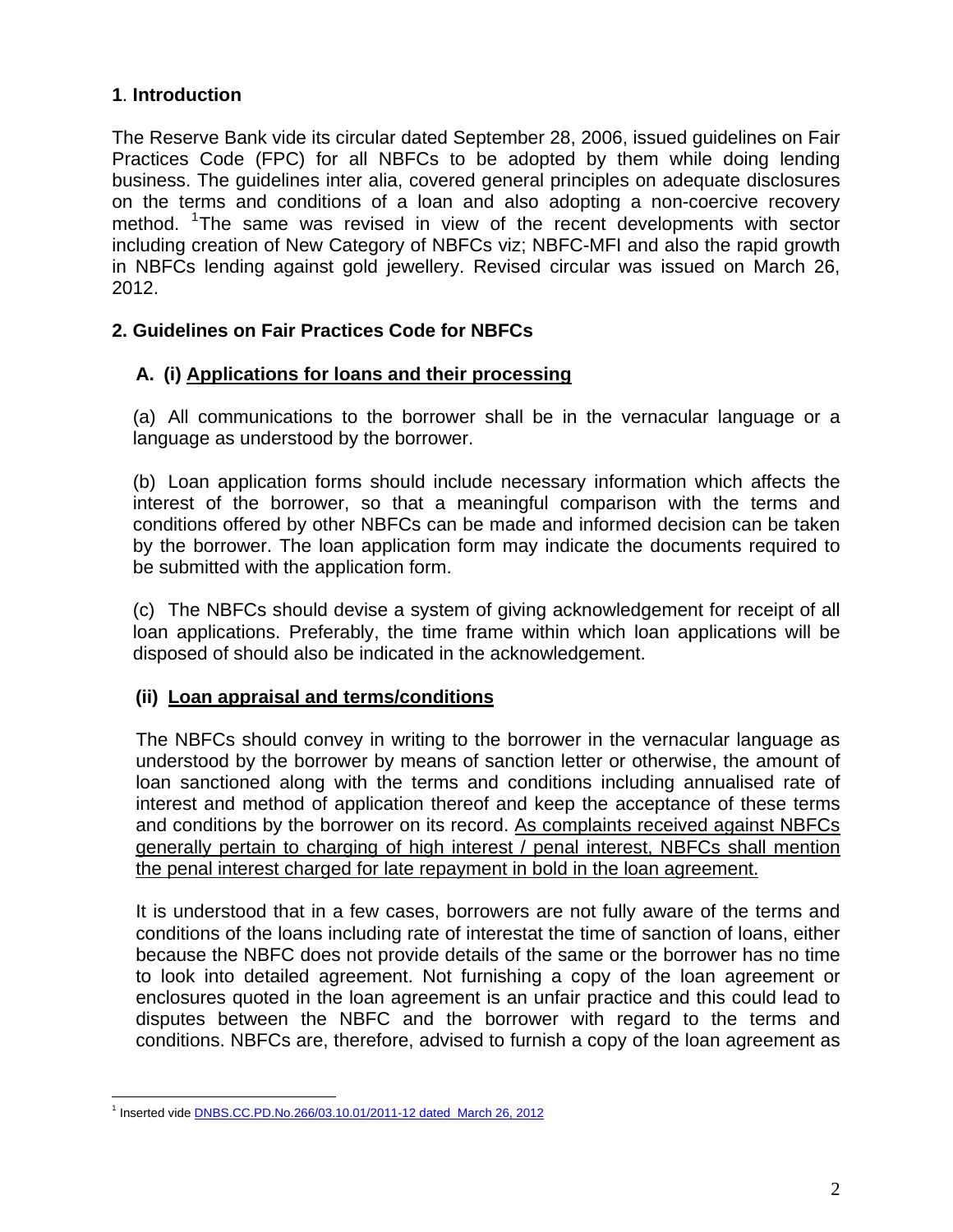## 1. Introduction

The Reserve Bank vide its circular dated September 28, 2006, issued guidelines on Fair Practices Code (FPC) for all NBFCs to be adopted by them while doing lending business. The guidelines inter alia, covered general principles on adequate disclosures on the terms and conditions of a loan and also adopting a non-coercive recovery method. [1]The same was revised in view of the recent developments with sector including creation of New Category of NBFCs viz; NBFC-MFI and also the rapid growth in NBFCs lending against gold jewellery. Revised circular was issued on March 26, 2012.

## 2. Guidelines on Fair Practices Code for NBFCs

### A. (i) Applications for loans and their processing

(a) All communications to the borrower shall be in the vernacular language or a language as understood by the borrower.

(b) Loan application forms should include necessary information which affects the interest of the borrower, so that a meaningful comparison with the terms and conditions offered by other NBFCs can be made and informed decision can be taken by the borrower. The loan application form may indicate the documents required to be submitted with the application form.

(c) The NBFCs should devise a system of giving acknowledgement for receipt of all loan applications. Preferably, the time frame within which loan applications will be disposed of should also be indicated in the acknowledgement.

### (ii) Loan appraisal and terms/conditions

The NBFCs should convey in writing to the borrower in the vernacular language as understood by the borrower by means of sanction letter or otherwise, the amount of loan sanctioned along with the terms and conditions including annualised rate of interest and method of application thereof and keep the acceptance of these terms and conditions by the borrower on its record. As complaints received against NBFCs generally pertain to charging of high interest / penal interest, NBFCs shall mention the penal interest charged for late repayment in bold in the loan agreement.

It is understood that in a few cases, borrowers are not fully aware of the terms and conditions of the loans including rate of interestat the time of sanction of loans, either because the NBFC does not provide details of the same or the borrower has no time to look into detailed agreement. Not furnishing a copy of the loan agreement or enclosures quoted in the loan agreement is an unfair practice and this could lead to disputes between the NBFC and the borrower with regard to the terms and conditions. NBFCs are, therefore, advised to furnish a copy of the loan agreement as

[1] Inserted vide DNBS.CC.PD.No.266/03.10.01/2011-12 dated March 26, 2012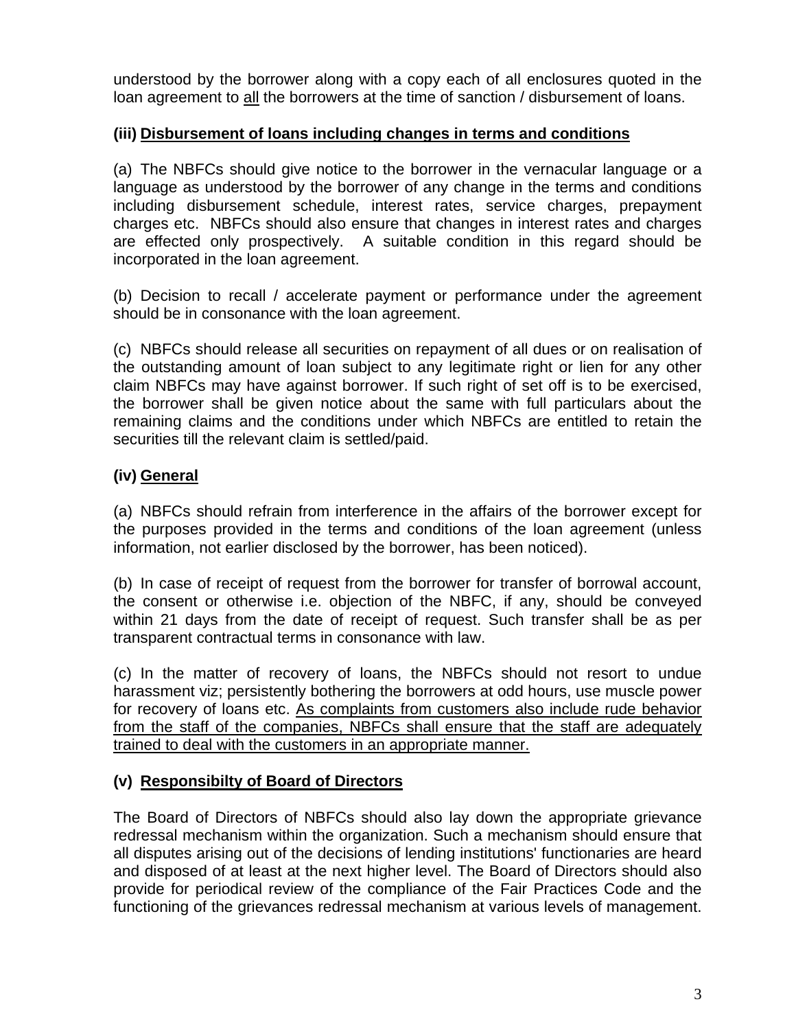understood by the borrower along with a copy each of all enclosures quoted in the loan agreement to <u>all</u> the borrowers at the time of sanction / disbursement of loans.

**(iii) <u>Disbursement of loans including changes in terms and conditions</u>**

(a) The NBFCs should give notice to the borrower in the vernacular language or a language as understood by the borrower of any change in the terms and conditions including disbursement schedule, interest rates, service charges, prepayment charges etc. NBFCs should also ensure that changes in interest rates and charges are effected only prospectively. A suitable condition in this regard should be incorporated in the loan agreement.

(b) Decision to recall / accelerate payment or performance under the agreement should be in consonance with the loan agreement.

(c) NBFCs should release all securities on repayment of all dues or on realisation of the outstanding amount of loan subject to any legitimate right or lien for any other claim NBFCs may have against borrower. If such right of set off is to be exercised, the borrower shall be given notice about the same with full particulars about the remaining claims and the conditions under which NBFCs are entitled to retain the securities till the relevant claim is settled/paid.

**(iv) <u>General</u>**

(a) NBFCs should refrain from interference in the affairs of the borrower except for the purposes provided in the terms and conditions of the loan agreement (unless information, not earlier disclosed by the borrower, has been noticed).

(b) In case of receipt of request from the borrower for transfer of borrowal account, the consent or otherwise i.e. objection of the NBFC, if any, should be conveyed within 21 days from the date of receipt of request. Such transfer shall be as per transparent contractual terms in consonance with law.

(c) In the matter of recovery of loans, the NBFCs should not resort to undue harassment viz; persistently bothering the borrowers at odd hours, use muscle power for recovery of loans etc. <u>As complaints from customers also include rude behavior from the staff of the companies, NBFCs shall ensure that the staff are adequately trained to deal with the customers in an appropriate manner.</u>

**(v) <u>Responsibilty of Board of Directors</u>**

The Board of Directors of NBFCs should also lay down the appropriate grievance redressal mechanism within the organization. Such a mechanism should ensure that all disputes arising out of the decisions of lending institutions' functionaries are heard and disposed of at least at the next higher level. The Board of Directors should also provide for periodical review of the compliance of the Fair Practices Code and the functioning of the grievances redressal mechanism at various levels of management.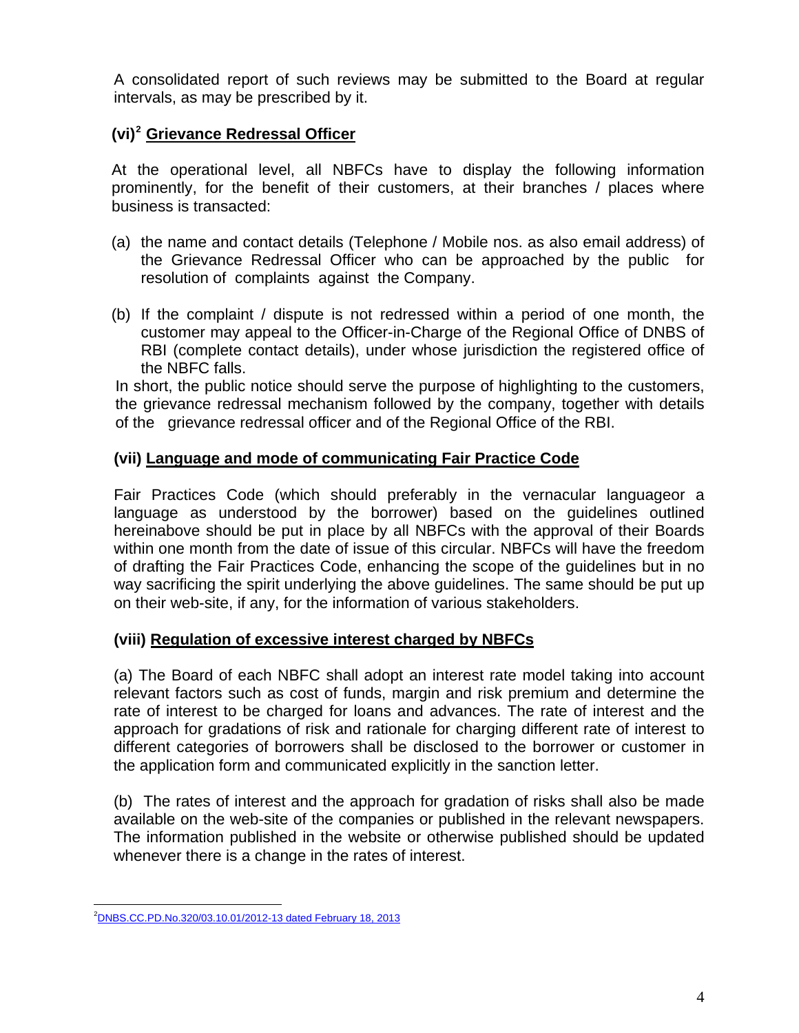A consolidated report of such reviews may be submitted to the Board at regular intervals, as may be prescribed by it.

### (vi)[2] Grievance Redressal Officer

At the operational level, all NBFCs have to display the following information prominently, for the benefit of their customers, at their branches / places where business is transacted:

(a) the name and contact details (Telephone / Mobile nos. as also email address) of the Grievance Redressal Officer who can be approached by the public for resolution of complaints against the Company.

(b) If the complaint / dispute is not redressed within a period of one month, the customer may appeal to the Officer-in-Charge of the Regional Office of DNBS of RBI (complete contact details), under whose jurisdiction the registered office of the NBFC falls.

In short, the public notice should serve the purpose of highlighting to the customers, the grievance redressal mechanism followed by the company, together with details of the grievance redressal officer and of the Regional Office of the RBI.

### (vii) Language and mode of communicating Fair Practice Code

Fair Practices Code (which should preferably in the vernacular languageor a language as understood by the borrower) based on the guidelines outlined hereinabove should be put in place by all NBFCs with the approval of their Boards within one month from the date of issue of this circular. NBFCs will have the freedom of drafting the Fair Practices Code, enhancing the scope of the guidelines but in no way sacrificing the spirit underlying the above guidelines. The same should be put up on their web-site, if any, for the information of various stakeholders.

### (viii) Regulation of excessive interest charged by NBFCs

(a) The Board of each NBFC shall adopt an interest rate model taking into account relevant factors such as cost of funds, margin and risk premium and determine the rate of interest to be charged for loans and advances. The rate of interest and the approach for gradations of risk and rationale for charging different rate of interest to different categories of borrowers shall be disclosed to the borrower or customer in the application form and communicated explicitly in the sanction letter.

(b) The rates of interest and the approach for gradation of risks shall also be made available on the web-site of the companies or published in the relevant newspapers. The information published in the website or otherwise published should be updated whenever there is a change in the rates of interest.

---

[2] DNBS.CC.PD.No.320/03.10.01/2012-13 dated February 18, 2013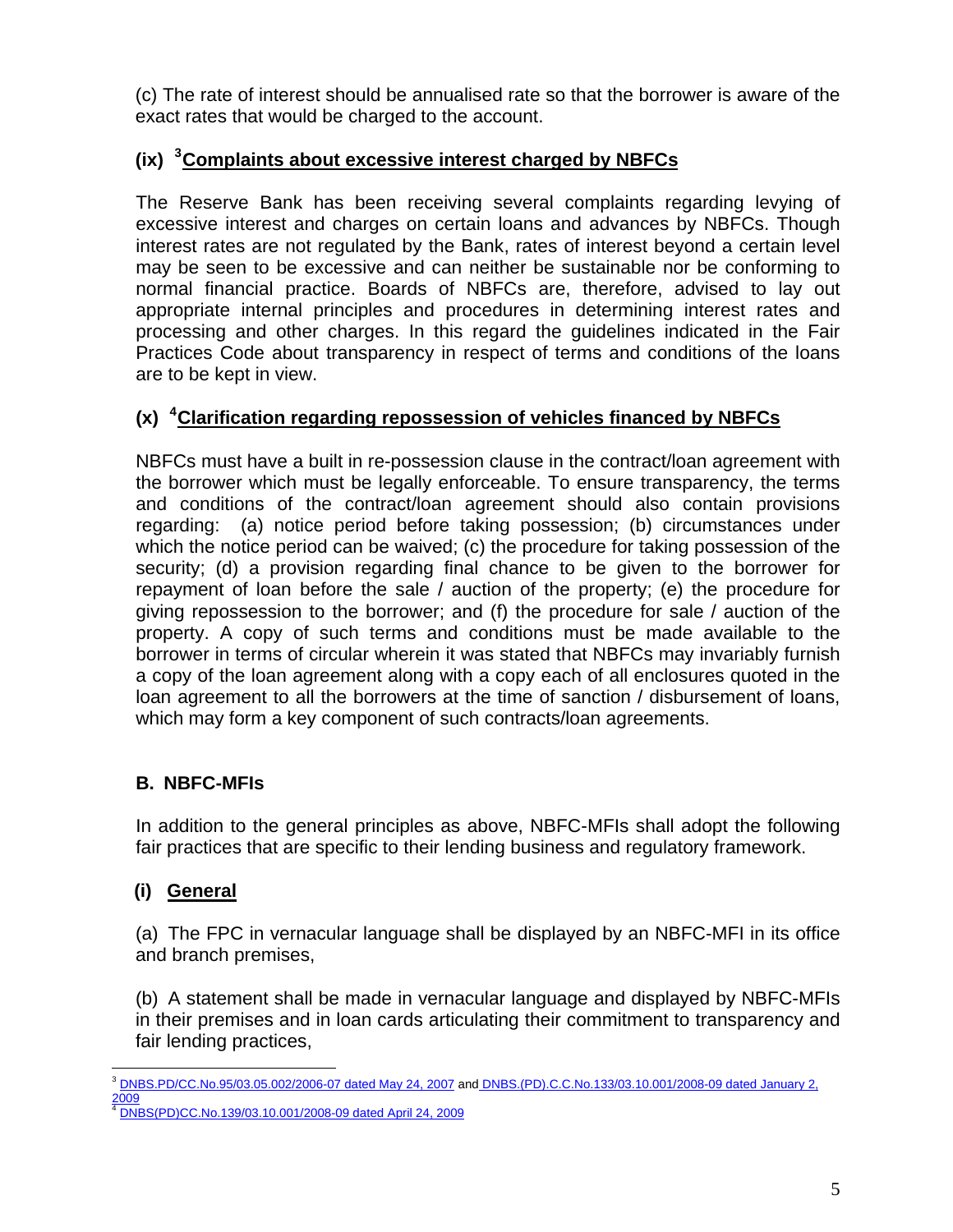(c) The rate of interest should be annualised rate so that the borrower is aware of the exact rates that would be charged to the account.

### (ix) [3]Complaints about excessive interest charged by NBFCs

The Reserve Bank has been receiving several complaints regarding levying of excessive interest and charges on certain loans and advances by NBFCs. Though interest rates are not regulated by the Bank, rates of interest beyond a certain level may be seen to be excessive and can neither be sustainable nor be conforming to normal financial practice. Boards of NBFCs are, therefore, advised to lay out appropriate internal principles and procedures in determining interest rates and processing and other charges. In this regard the guidelines indicated in the Fair Practices Code about transparency in respect of terms and conditions of the loans are to be kept in view.

### (x) [4]Clarification regarding repossession of vehicles financed by NBFCs

NBFCs must have a built in re-possession clause in the contract/loan agreement with the borrower which must be legally enforceable. To ensure transparency, the terms and conditions of the contract/loan agreement should also contain provisions regarding: (a) notice period before taking possession; (b) circumstances under which the notice period can be waived; (c) the procedure for taking possession of the security; (d) a provision regarding final chance to be given to the borrower for repayment of loan before the sale / auction of the property; (e) the procedure for giving repossession to the borrower; and (f) the procedure for sale / auction of the property. A copy of such terms and conditions must be made available to the borrower in terms of circular wherein it was stated that NBFCs may invariably furnish a copy of the loan agreement along with a copy each of all enclosures quoted in the loan agreement to all the borrowers at the time of sanction / disbursement of loans, which may form a key component of such contracts/loan agreements.

## B. NBFC-MFIs

In addition to the general principles as above, NBFC-MFIs shall adopt the following fair practices that are specific to their lending business and regulatory framework.

### (i) General

(a) The FPC in vernacular language shall be displayed by an NBFC-MFI in its office and branch premises,

(b) A statement shall be made in vernacular language and displayed by NBFC-MFIs in their premises and in loan cards articulating their commitment to transparency and fair lending practices,

---

[3] DNBS.PD/CC.No.95/03.05.002/2006-07 dated May 24, 2007 and DNBS.(PD).C.C.No.133/03.10.001/2008-09 dated January 2, 2009

[4] DNBS(PD)CC.No.139/03.10.001/2008-09 dated April 24, 2009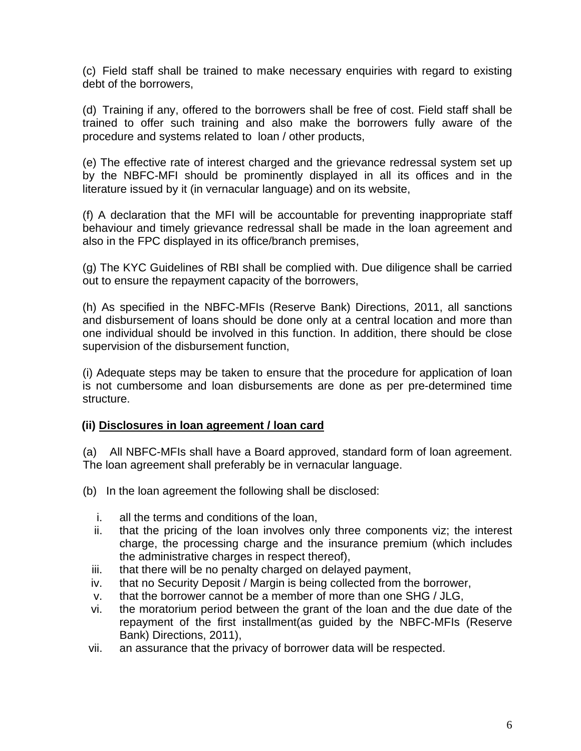(c) Field staff shall be trained to make necessary enquiries with regard to existing debt of the borrowers,

(d) Training if any, offered to the borrowers shall be free of cost. Field staff shall be trained to offer such training and also make the borrowers fully aware of the procedure and systems related to loan / other products,

(e) The effective rate of interest charged and the grievance redressal system set up by the NBFC-MFI should be prominently displayed in all its offices and in the literature issued by it (in vernacular language) and on its website,

(f) A declaration that the MFI will be accountable for preventing inappropriate staff behaviour and timely grievance redressal shall be made in the loan agreement and also in the FPC displayed in its office/branch premises,

(g) The KYC Guidelines of RBI shall be complied with. Due diligence shall be carried out to ensure the repayment capacity of the borrowers,

(h) As specified in the NBFC-MFIs (Reserve Bank) Directions, 2011, all sanctions and disbursement of loans should be done only at a central location and more than one individual should be involved in this function. In addition, there should be close supervision of the disbursement function,

(i) Adequate steps may be taken to ensure that the procedure for application of loan is not cumbersome and loan disbursements are done as per pre-determined time structure.

**(ii) Disclosures in loan agreement / loan card**

(a) All NBFC-MFIs shall have a Board approved, standard form of loan agreement. The loan agreement shall preferably be in vernacular language.

(b) In the loan agreement the following shall be disclosed:

i. all the terms and conditions of the loan,
ii. that the pricing of the loan involves only three components viz; the interest charge, the processing charge and the insurance premium (which includes the administrative charges in respect thereof),
iii. that there will be no penalty charged on delayed payment,
iv. that no Security Deposit / Margin is being collected from the borrower,
v. that the borrower cannot be a member of more than one SHG / JLG,
vi. the moratorium period between the grant of the loan and the due date of the repayment of the first installment(as guided by the NBFC-MFIs (Reserve Bank) Directions, 2011),
vii. an assurance that the privacy of borrower data will be respected.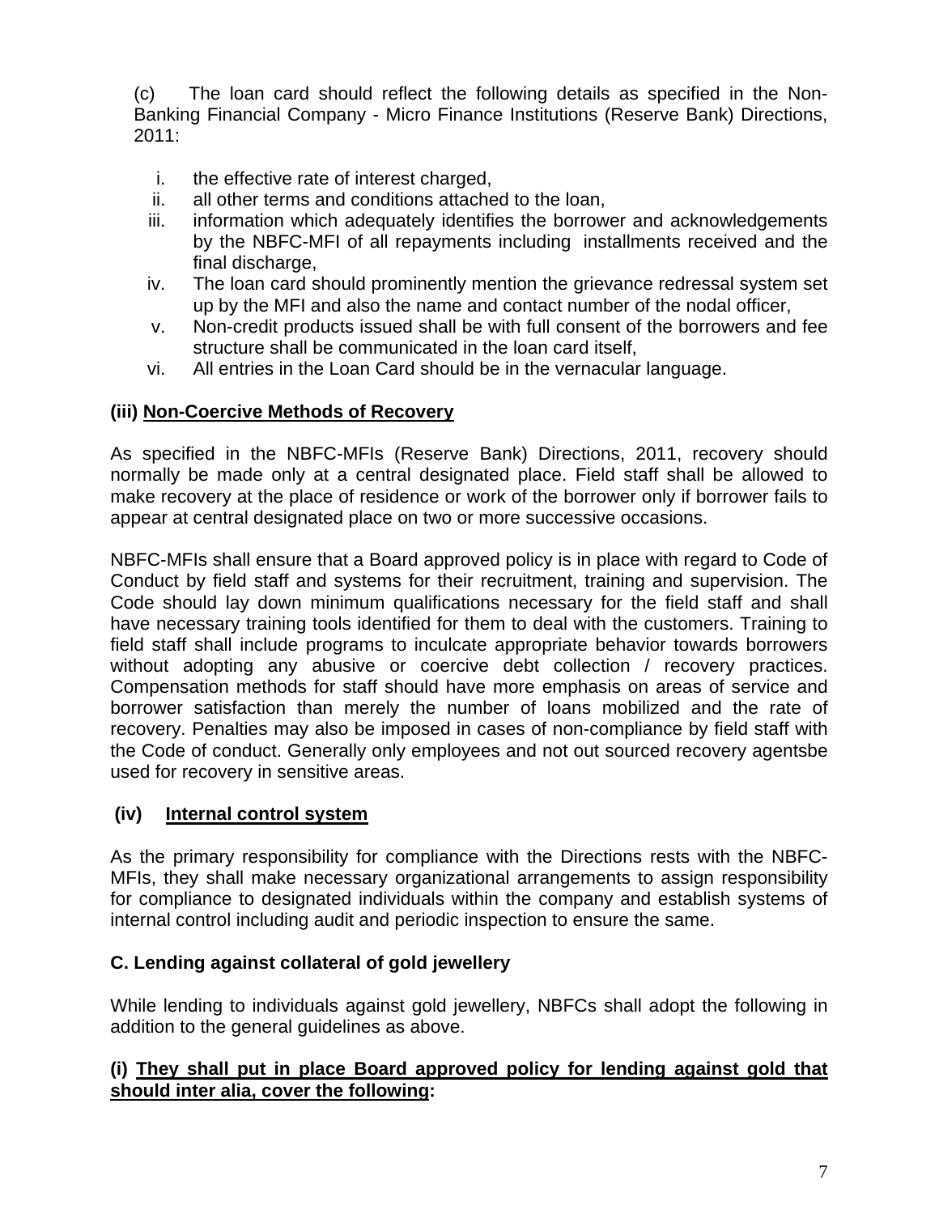(c) The loan card should reflect the following details as specified in the Non-Banking Financial Company - Micro Finance Institutions (Reserve Bank) Directions, 2011:

i. the effective rate of interest charged,
ii. all other terms and conditions attached to the loan,
iii. information which adequately identifies the borrower and acknowledgements by the NBFC-MFI of all repayments including installments received and the final discharge,
iv. The loan card should prominently mention the grievance redressal system set up by the MFI and also the name and contact number of the nodal officer,
v. Non-credit products issued shall be with full consent of the borrowers and fee structure shall be communicated in the loan card itself,
vi. All entries in the Loan Card should be in the vernacular language.

**(iii) <u>Non-Coercive Methods of Recovery</u>**

As specified in the NBFC-MFIs (Reserve Bank) Directions, 2011, recovery should normally be made only at a central designated place. Field staff shall be allowed to make recovery at the place of residence or work of the borrower only if borrower fails to appear at central designated place on two or more successive occasions.

NBFC-MFIs shall ensure that a Board approved policy is in place with regard to Code of Conduct by field staff and systems for their recruitment, training and supervision. The Code should lay down minimum qualifications necessary for the field staff and shall have necessary training tools identified for them to deal with the customers. Training to field staff shall include programs to inculcate appropriate behavior towards borrowers without adopting any abusive or coercive debt collection / recovery practices. Compensation methods for staff should have more emphasis on areas of service and borrower satisfaction than merely the number of loans mobilized and the rate of recovery. Penalties may also be imposed in cases of non-compliance by field staff with the Code of conduct. Generally only employees and not out sourced recovery agentsbe used for recovery in sensitive areas.

**(iv) <u>Internal control system</u>**

As the primary responsibility for compliance with the Directions rests with the NBFC-MFIs, they shall make necessary organizational arrangements to assign responsibility for compliance to designated individuals within the company and establish systems of internal control including audit and periodic inspection to ensure the same.

**C. Lending against collateral of gold jewellery**

While lending to individuals against gold jewellery, NBFCs shall adopt the following in addition to the general guidelines as above.

**(i) <u>They shall put in place Board approved policy for lending against gold that should inter alia, cover the following</u>:**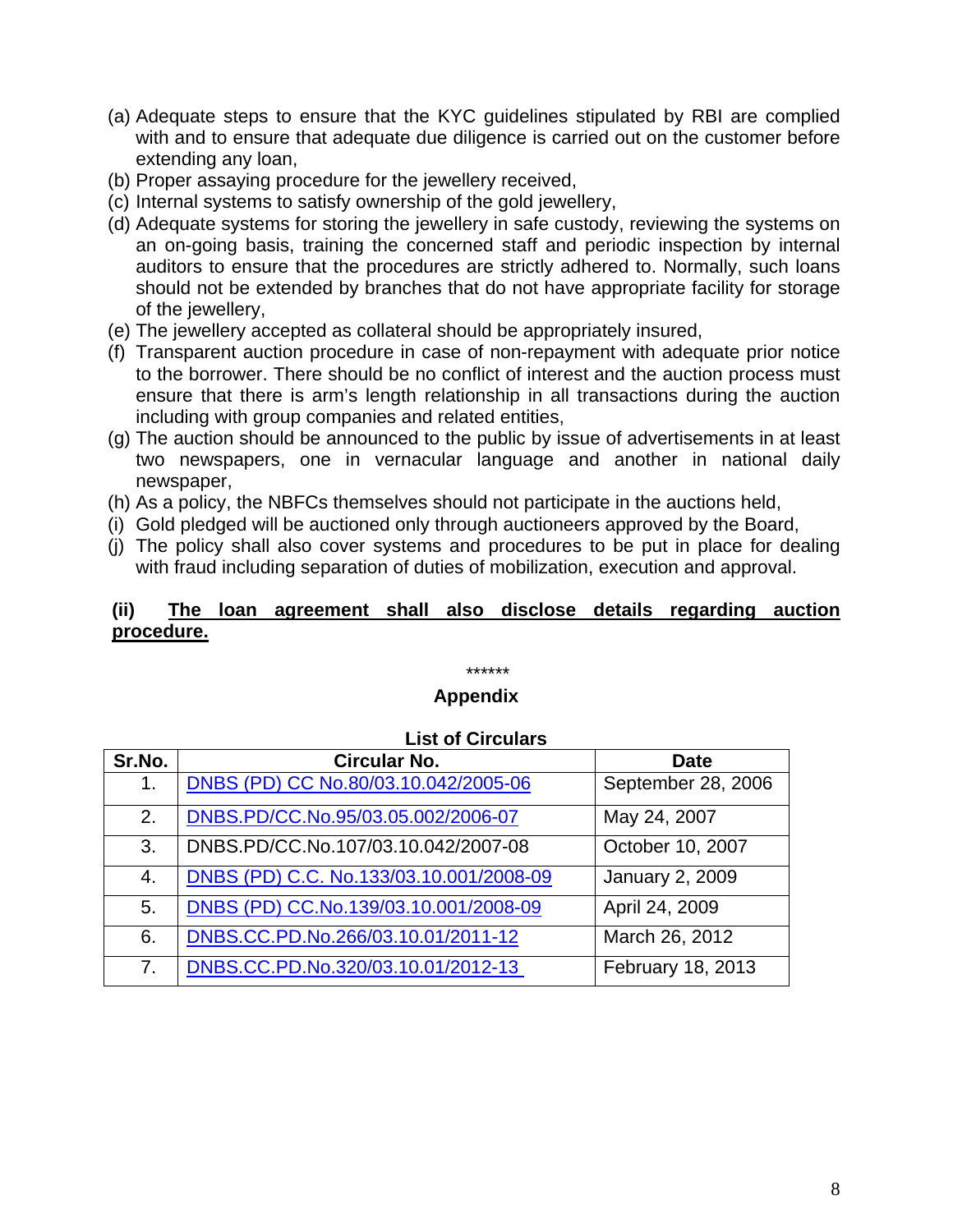(a) Adequate steps to ensure that the KYC guidelines stipulated by RBI are complied with and to ensure that adequate due diligence is carried out on the customer before extending any loan,
(b) Proper assaying procedure for the jewellery received,
(c) Internal systems to satisfy ownership of the gold jewellery,
(d) Adequate systems for storing the jewellery in safe custody, reviewing the systems on an on-going basis, training the concerned staff and periodic inspection by internal auditors to ensure that the procedures are strictly adhered to. Normally, such loans should not be extended by branches that do not have appropriate facility for storage of the jewellery,
(e) The jewellery accepted as collateral should be appropriately insured,
(f) Transparent auction procedure in case of non-repayment with adequate prior notice to the borrower. There should be no conflict of interest and the auction process must ensure that there is arm's length relationship in all transactions during the auction including with group companies and related entities,
(g) The auction should be announced to the public by issue of advertisements in at least two newspapers, one in vernacular language and another in national daily newspaper,
(h) As a policy, the NBFCs themselves should not participate in the auctions held,
(i) Gold pledged will be auctioned only through auctioneers approved by the Board,
(j) The policy shall also cover systems and procedures to be put in place for dealing with fraud including separation of duties of mobilization, execution and approval.

**(ii) The loan agreement shall also disclose details regarding auction procedure.**

******

## Appendix

**List of Circulars**

| Sr.No. | Circular No. | Date |
|---|---|---|
| 1. | DNBS (PD) CC No.80/03.10.042/2005-06 | September 28, 2006 |
| 2. | DNBS.PD/CC.No.95/03.05.002/2006-07 | May 24, 2007 |
| 3. | DNBS.PD/CC.No.107/03.10.042/2007-08 | October 10, 2007 |
| 4. | DNBS (PD) C.C. No.133/03.10.001/2008-09 | January 2, 2009 |
| 5. | DNBS (PD) CC.No.139/03.10.001/2008-09 | April 24, 2009 |
| 6. | DNBS.CC.PD.No.266/03.10.01/2011-12 | March 26, 2012 |
| 7. | DNBS.CC.PD.No.320/03.10.01/2012-13 | February 18, 2013 |